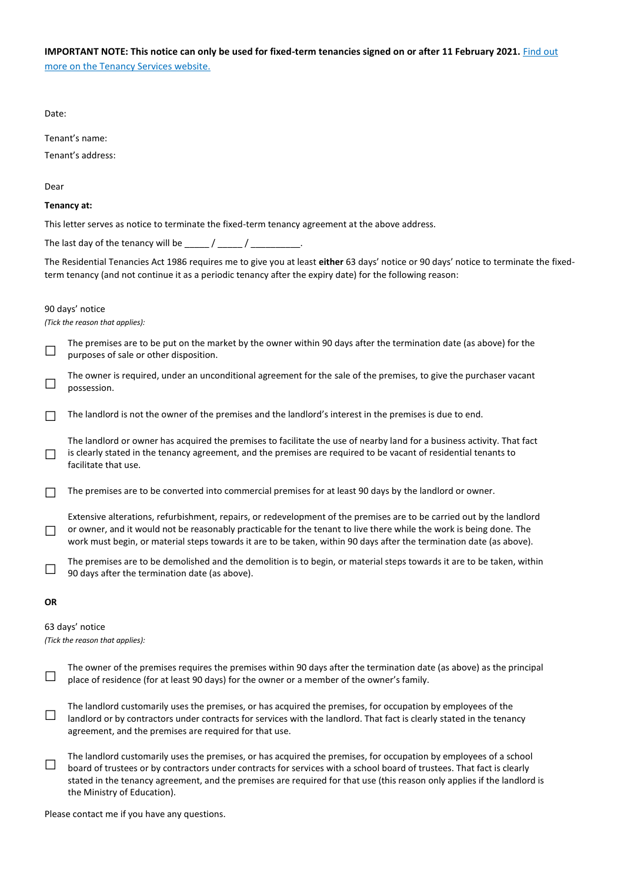**IMPORTANT NOTE: This notice can only be used for fixed-term tenancies signed on or after 11 February 2021.** [Find out more on the Tenancy Services website.]

Date:

Tenant's name:

Tenant's address:

Dear

**Tenancy at:**

This letter serves as notice to terminate the fixed-term tenancy agreement at the above address.

The last day of the tenancy will be _____ / _____ / __________.

The Residential Tenancies Act 1986 requires me to give you at least **either** 63 days' notice or 90 days' notice to terminate the fixed-term tenancy (and not continue it as a periodic tenancy after the expiry date) for the following reason:

90 days' notice

*(Tick the reason that applies):*

☐ The premises are to be put on the market by the owner within 90 days after the termination date (as above) for the purposes of sale or other disposition.

☐ The owner is required, under an unconditional agreement for the sale of the premises, to give the purchaser vacant possession.

☐ The landlord is not the owner of the premises and the landlord's interest in the premises is due to end.

☐ The landlord or owner has acquired the premises to facilitate the use of nearby land for a business activity. That fact is clearly stated in the tenancy agreement, and the premises are required to be vacant of residential tenants to facilitate that use.

☐ The premises are to be converted into commercial premises for at least 90 days by the landlord or owner.

☐ Extensive alterations, refurbishment, repairs, or redevelopment of the premises are to be carried out by the landlord or owner, and it would not be reasonably practicable for the tenant to live there while the work is being done. The work must begin, or material steps towards it are to be taken, within 90 days after the termination date (as above).

☐ The premises are to be demolished and the demolition is to begin, or material steps towards it are to be taken, within 90 days after the termination date (as above).

**OR**

63 days' notice

*(Tick the reason that applies):*

☐ The owner of the premises requires the premises within 90 days after the termination date (as above) as the principal place of residence (for at least 90 days) for the owner or a member of the owner's family.

☐ The landlord customarily uses the premises, or has acquired the premises, for occupation by employees of the landlord or by contractors under contracts for services with the landlord. That fact is clearly stated in the tenancy agreement, and the premises are required for that use.

☐ The landlord customarily uses the premises, or has acquired the premises, for occupation by employees of a school board of trustees or by contractors under contracts for services with a school board of trustees. That fact is clearly stated in the tenancy agreement, and the premises are required for that use (this reason only applies if the landlord is the Ministry of Education).

Please contact me if you have any questions.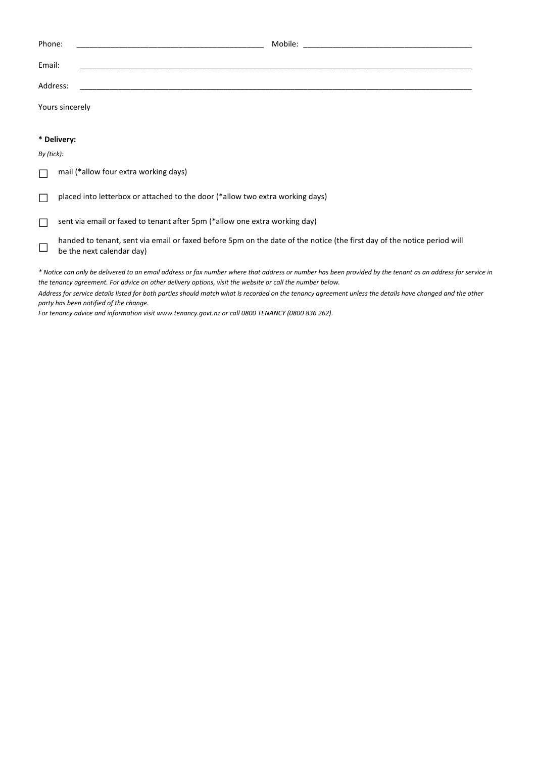Phone: ___________________________________________ Mobile: ______________________________________

Email: ___________________________________________________________________________________________

Address: _________________________________________________________________________________________

Yours sincerely

**\* Delivery:**

*By (tick):*

☐ mail (*allow four extra working days)

☐ placed into letterbox or attached to the door (*allow two extra working days)

☐ sent via email or faxed to tenant after 5pm (*allow one extra working day)

☐ handed to tenant, sent via email or faxed before 5pm on the date of the notice (the first day of the notice period will be the next calendar day)

*\* Notice can only be delivered to an email address or fax number where that address or number has been provided by the tenant as an address for service in the tenancy agreement. For advice on other delivery options, visit the website or call the number below.*

*Address for service details listed for both parties should match what is recorded on the tenancy agreement unless the details have changed and the other party has been notified of the change.*

*For tenancy advice and information visit www.tenancy.govt.nz or call 0800 TENANCY (0800 836 262).*